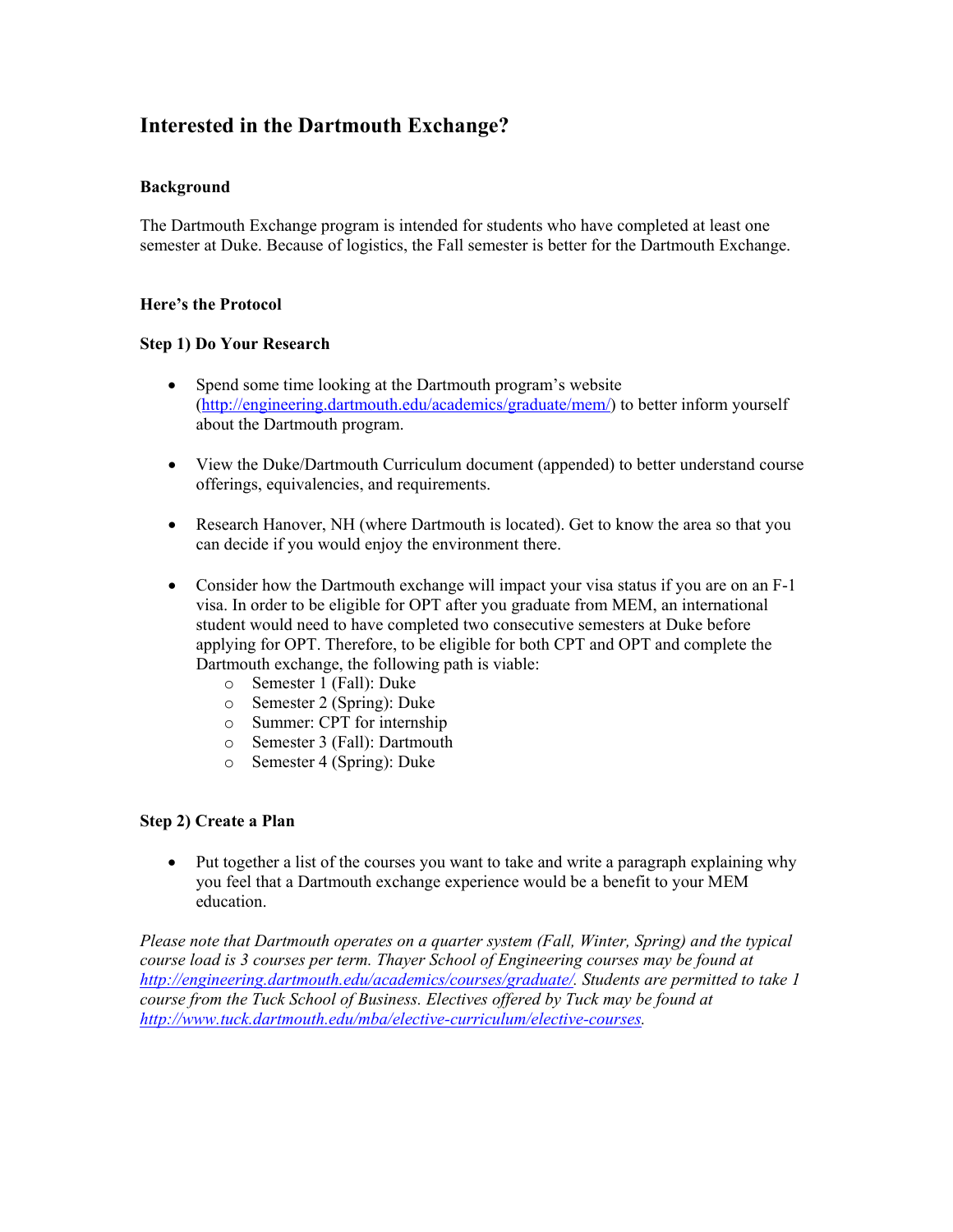# Interested in the Dartmouth Exchange?

### Background

The Dartmouth Exchange program is intended for students who have completed at least one semester at Duke. Because of logistics, the Fall semester is better for the Dartmouth Exchange.

### Here's the Protocol

### Step 1) Do Your Research

- Spend some time looking at the Dartmouth program's website ([http://engineering.dartmouth.edu/academics/graduate/mem/](http://engineering.dartmouth.edu/academics/graduate/mem/)) to better inform yourself about the Dartmouth program.

- View the Duke/Dartmouth Curriculum document (appended) to better understand course offerings, equivalencies, and requirements.

- Research Hanover, NH (where Dartmouth is located). Get to know the area so that you can decide if you would enjoy the environment there.

- Consider how the Dartmouth exchange will impact your visa status if you are on an F-1 visa. In order to be eligible for OPT after you graduate from MEM, an international student would need to have completed two consecutive semesters at Duke before applying for OPT. Therefore, to be eligible for both CPT and OPT and complete the Dartmouth exchange, the following path is viable:
    - Semester 1 (Fall): Duke
    - Semester 2 (Spring): Duke
    - Summer: CPT for internship
    - Semester 3 (Fall): Dartmouth
    - Semester 4 (Spring): Duke

### Step 2) Create a Plan

- Put together a list of the courses you want to take and write a paragraph explaining why you feel that a Dartmouth exchange experience would be a benefit to your MEM education.

*Please note that Dartmouth operates on a quarter system (Fall, Winter, Spring) and the typical course load is 3 courses per term. Thayer School of Engineering courses may be found at [http://engineering.dartmouth.edu/academics/courses/graduate/](http://engineering.dartmouth.edu/academics/courses/graduate/). Students are permitted to take 1 course from the Tuck School of Business. Electives offered by Tuck may be found at [http://www.tuck.dartmouth.edu/mba/elective-curriculum/elective-courses](http://www.tuck.dartmouth.edu/mba/elective-curriculum/elective-courses).*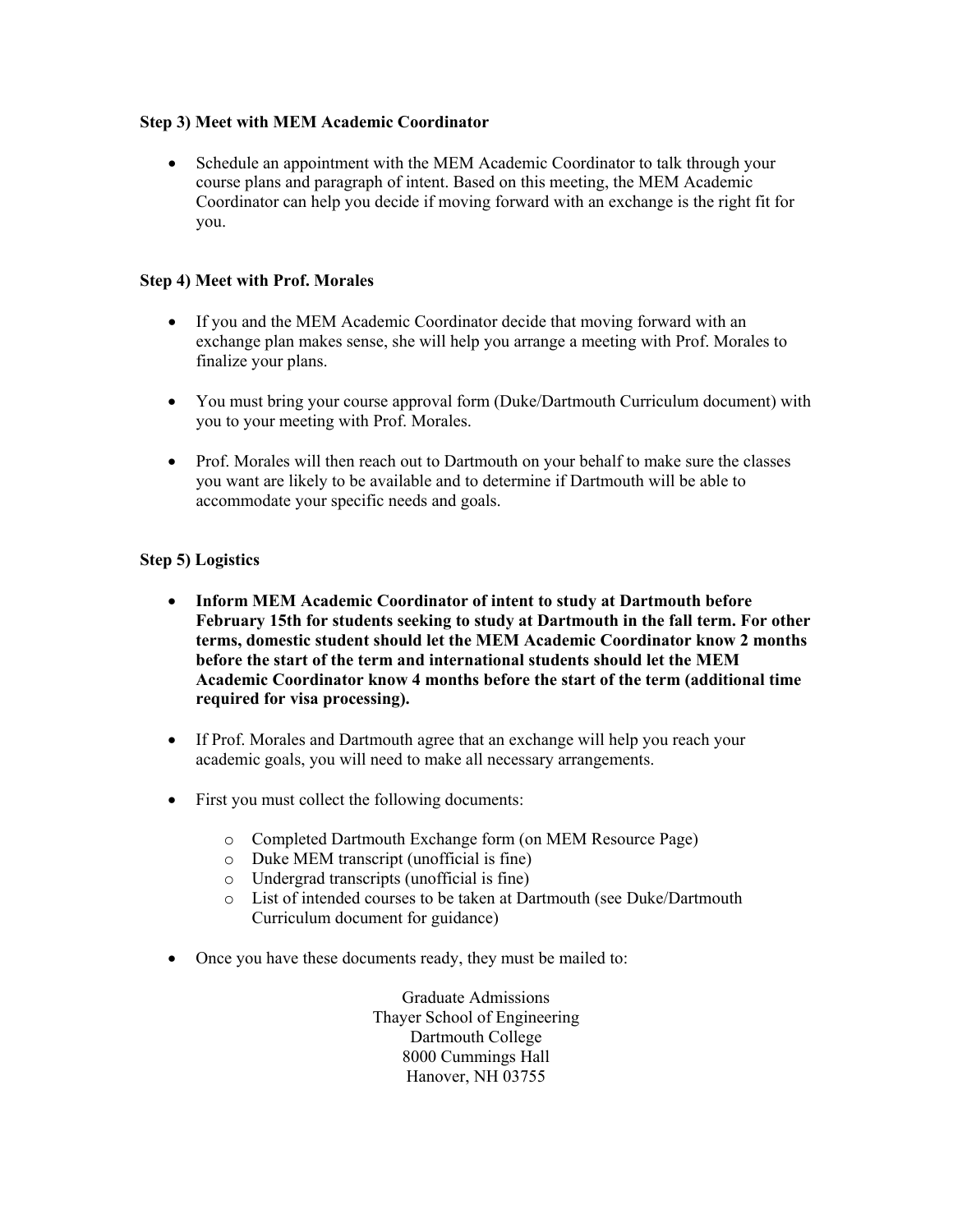**Step 3) Meet with MEM Academic Coordinator**

- Schedule an appointment with the MEM Academic Coordinator to talk through your course plans and paragraph of intent. Based on this meeting, the MEM Academic Coordinator can help you decide if moving forward with an exchange is the right fit for you.

**Step 4) Meet with Prof. Morales**

- If you and the MEM Academic Coordinator decide that moving forward with an exchange plan makes sense, she will help you arrange a meeting with Prof. Morales to finalize your plans.
- You must bring your course approval form (Duke/Dartmouth Curriculum document) with you to your meeting with Prof. Morales.
- Prof. Morales will then reach out to Dartmouth on your behalf to make sure the classes you want are likely to be available and to determine if Dartmouth will be able to accommodate your specific needs and goals.

**Step 5) Logistics**

- **Inform MEM Academic Coordinator of intent to study at Dartmouth before February 15th for students seeking to study at Dartmouth in the fall term. For other terms, domestic student should let the MEM Academic Coordinator know 2 months before the start of the term and international students should let the MEM Academic Coordinator know 4 months before the start of the term (additional time required for visa processing).**
- If Prof. Morales and Dartmouth agree that an exchange will help you reach your academic goals, you will need to make all necessary arrangements.
- First you must collect the following documents:
    - Completed Dartmouth Exchange form (on MEM Resource Page)
    - Duke MEM transcript (unofficial is fine)
    - Undergrad transcripts (unofficial is fine)
    - List of intended courses to be taken at Dartmouth (see Duke/Dartmouth Curriculum document for guidance)
- Once you have these documents ready, they must be mailed to:

Graduate Admissions
Thayer School of Engineering
Dartmouth College
8000 Cummings Hall
Hanover, NH 03755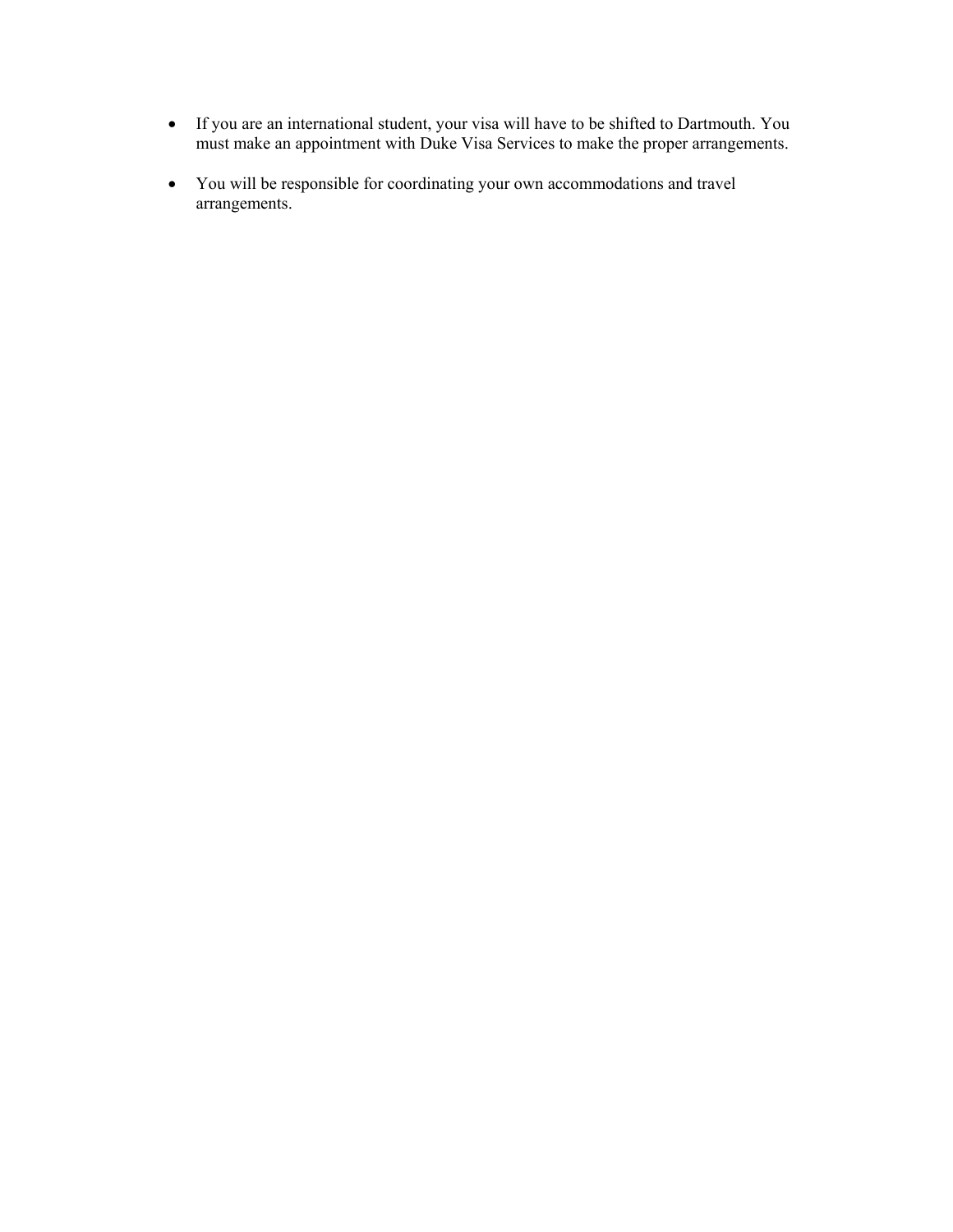- If you are an international student, your visa will have to be shifted to Dartmouth. You must make an appointment with Duke Visa Services to make the proper arrangements.

- You will be responsible for coordinating your own accommodations and travel arrangements.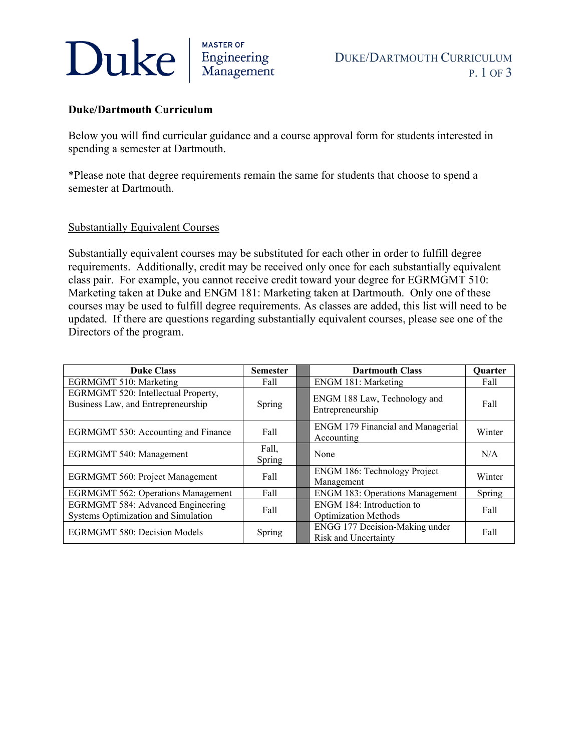**Duke/Dartmouth Curriculum**

Below you will find curricular guidance and a course approval form for students interested in spending a semester at Dartmouth.

*Please note that degree requirements remain the same for students that choose to spend a semester at Dartmouth.

Substantially Equivalent Courses

Substantially equivalent courses may be substituted for each other in order to fulfill degree requirements. Additionally, credit may be received only once for each substantially equivalent class pair. For example, you cannot receive credit toward your degree for EGRMGMT 510: Marketing taken at Duke and ENGM 181: Marketing taken at Dartmouth. Only one of these courses may be used to fulfill degree requirements. As classes are added, this list will need to be updated. If there are questions regarding substantially equivalent courses, please see one of the Directors of the program.

| Duke Class | Semester | | Dartmouth Class | Quarter |
|---|---|---|---|---|
| EGRMGMT 510: Marketing | Fall | | ENGM 181: Marketing | Fall |
| EGRMGMT 520: Intellectual Property, Business Law, and Entrepreneurship | Spring | | ENGM 188 Law, Technology and Entrepreneurship | Fall |
| EGRMGMT 530: Accounting and Finance | Fall | | ENGM 179 Financial and Managerial Accounting | Winter |
| EGRMGMT 540: Management | Fall, Spring | | None | N/A |
| EGRMGMT 560: Project Management | Fall | | ENGM 186: Technology Project Management | Winter |
| EGRMGMT 562: Operations Management | Fall | | ENGM 183: Operations Management | Spring |
| EGRMGMT 584: Advanced Engineering Systems Optimization and Simulation | Fall | | ENGM 184: Introduction to Optimization Methods | Fall |
| EGRMGMT 580: Decision Models | Spring | | ENGG 177 Decision-Making under Risk and Uncertainty | Fall |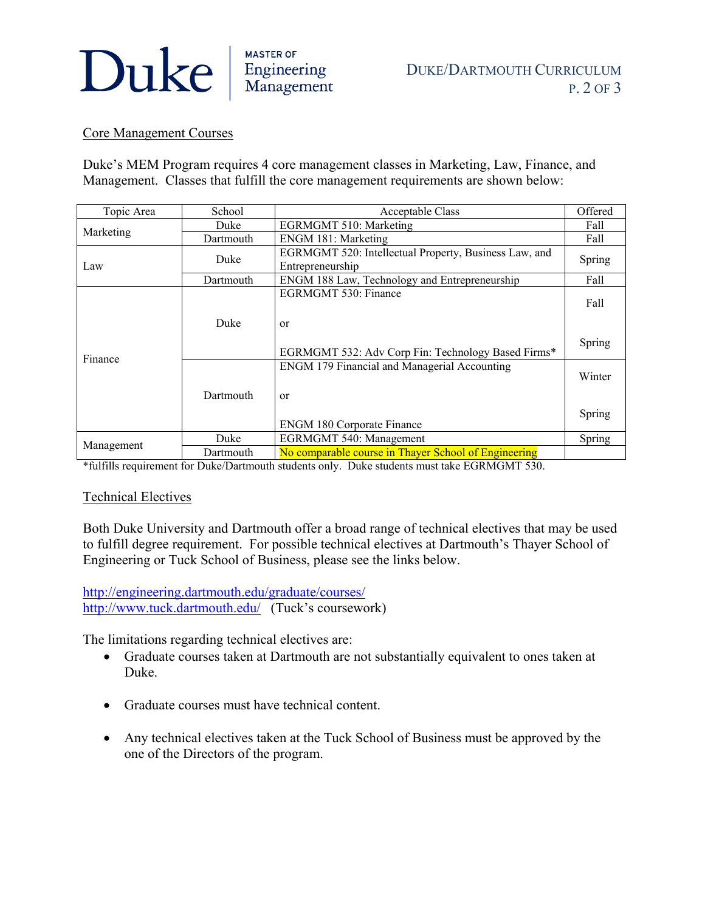## Core Management Courses

Duke's MEM Program requires 4 core management classes in Marketing, Law, Finance, and Management. Classes that fulfill the core management requirements are shown below:

| Topic Area | School | Acceptable Class | Offered |
|---|---|---|---|
| Marketing | Duke | EGRMGMT 510: Marketing | Fall |
| | Dartmouth | ENGM 181: Marketing | Fall |
| Law | Duke | EGRMGMT 520: Intellectual Property, Business Law, and Entrepreneurship | Spring |
| | Dartmouth | ENGM 188 Law, Technology and Entrepreneurship | Fall |
| Finance | Duke | EGRMGMT 530: Finance<br>or<br>EGRMGMT 532: Adv Corp Fin: Technology Based Firms* | Fall<br><br>Spring |
| | Dartmouth | ENGM 179 Financial and Managerial Accounting<br>or<br>ENGM 180 Corporate Finance | Winter<br><br>Spring |
| Management | Duke | EGRMGMT 540: Management | Spring |
| | Dartmouth | No comparable course in Thayer School of Engineering | |

*fulfills requirement for Duke/Dartmouth students only. Duke students must take EGRMGMT 530.

## Technical Electives

Both Duke University and Dartmouth offer a broad range of technical electives that may be used to fulfill degree requirement. For possible technical electives at Dartmouth's Thayer School of Engineering or Tuck School of Business, please see the links below.

http://engineering.dartmouth.edu/graduate/courses/
http://www.tuck.dartmouth.edu/ (Tuck's coursework)

The limitations regarding technical electives are:

- Graduate courses taken at Dartmouth are not substantially equivalent to ones taken at Duke.
- Graduate courses must have technical content.
- Any technical electives taken at the Tuck School of Business must be approved by the one of the Directors of the program.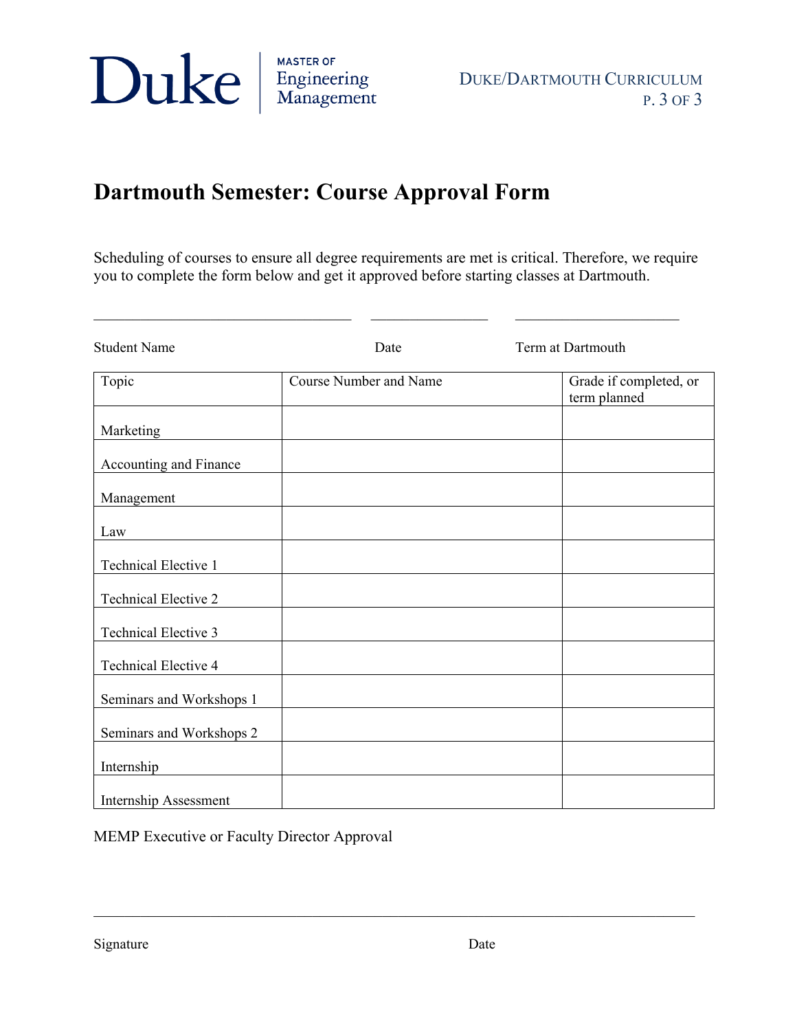# Dartmouth Semester: Course Approval Form

Scheduling of courses to ensure all degree requirements are met is critical. Therefore, we require you to complete the form below and get it approved before starting classes at Dartmouth.

\_\_\_\_\_\_\_\_\_\_\_\_\_\_\_\_\_\_\_\_\_\_\_\_\_\_\_\_\_\_\_\_\_\_\_ \_\_\_\_\_\_\_\_\_\_\_\_\_\_\_\_ \_\_\_\_\_\_\_\_\_\_\_\_\_\_\_\_\_\_\_\_\_\_

Student Name Date Term at Dartmouth

| Topic | Course Number and Name | Grade if completed, or term planned |
|---|---|---|
| Marketing | | |
| Accounting and Finance | | |
| Management | | |
| Law | | |
| Technical Elective 1 | | |
| Technical Elective 2 | | |
| Technical Elective 3 | | |
| Technical Elective 4 | | |
| Seminars and Workshops 1 | | |
| Seminars and Workshops 2 | | |
| Internship | | |
| Internship Assessment | | |

MEMP Executive or Faculty Director Approval

\_\_\_\_\_\_\_\_\_\_\_\_\_\_\_\_\_\_\_\_\_\_\_\_\_\_\_\_\_\_\_\_\_\_\_\_\_\_\_\_\_\_\_\_\_\_\_\_\_\_\_\_\_\_\_\_\_\_\_\_\_\_\_\_\_\_\_\_\_\_\_\_\_\_\_\_\_\_

Signature Date